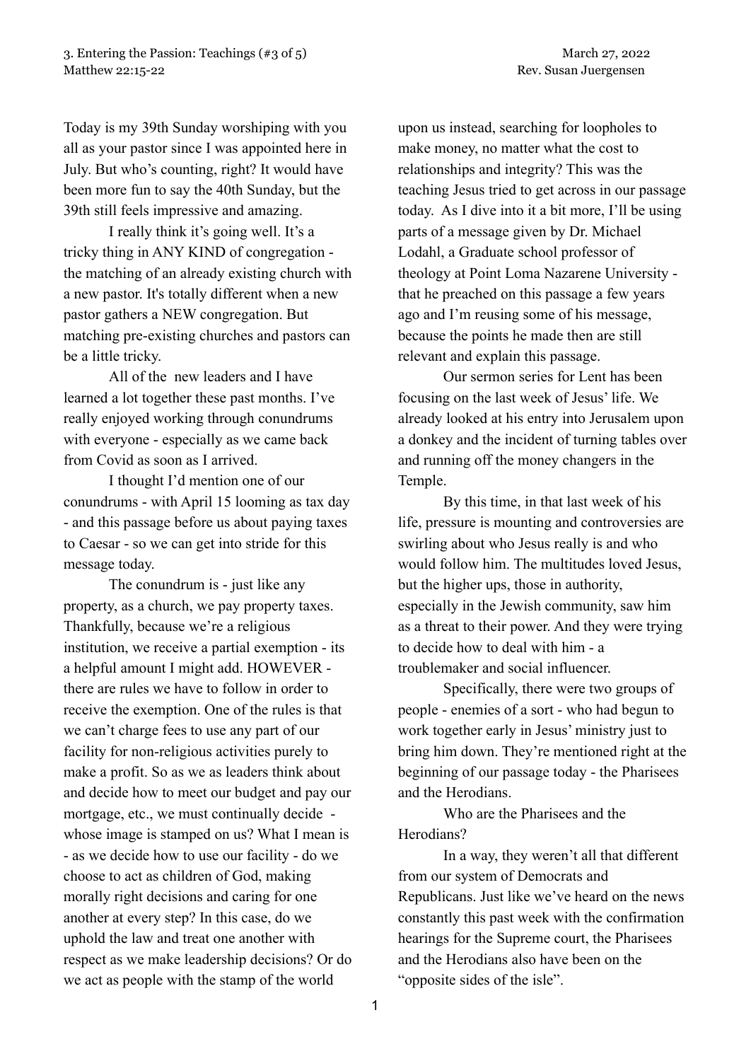3. Entering the Passion: Teachings (#3 of 5) — March 27, 2022
Matthew 22:15-22 — Rev. Susan Juergensen

Today is my 39th Sunday worshiping with you all as your pastor since I was appointed here in July. But who's counting, right? It would have been more fun to say the 40th Sunday, but the 39th still feels impressive and amazing.

I really think it's going well. It's a tricky thing in ANY KIND of congregation - the matching of an already existing church with a new pastor. It's totally different when a new pastor gathers a NEW congregation. But matching pre-existing churches and pastors can be a little tricky.

All of the new leaders and I have learned a lot together these past months. I've really enjoyed working through conundrums with everyone - especially as we came back from Covid as soon as I arrived.

I thought I'd mention one of our conundrums - with April 15 looming as tax day - and this passage before us about paying taxes to Caesar - so we can get into stride for this message today.

The conundrum is - just like any property, as a church, we pay property taxes. Thankfully, because we're a religious institution, we receive a partial exemption - its a helpful amount I might add. HOWEVER - there are rules we have to follow in order to receive the exemption. One of the rules is that we can't charge fees to use any part of our facility for non-religious activities purely to make a profit. So as we as leaders think about and decide how to meet our budget and pay our mortgage, etc., we must continually decide - whose image is stamped on us? What I mean is - as we decide how to use our facility - do we choose to act as children of God, making morally right decisions and caring for one another at every step? In this case, do we uphold the law and treat one another with respect as we make leadership decisions? Or do we act as people with the stamp of the world upon us instead, searching for loopholes to make money, no matter what the cost to relationships and integrity? This was the teaching Jesus tried to get across in our passage today. As I dive into it a bit more, I'll be using parts of a message given by Dr. Michael Lodahl, a Graduate school professor of theology at Point Loma Nazarene University - that he preached on this passage a few years ago and I'm reusing some of his message, because the points he made then are still relevant and explain this passage.

Our sermon series for Lent has been focusing on the last week of Jesus' life. We already looked at his entry into Jerusalem upon a donkey and the incident of turning tables over and running off the money changers in the Temple.

By this time, in that last week of his life, pressure is mounting and controversies are swirling about who Jesus really is and who would follow him. The multitudes loved Jesus, but the higher ups, those in authority, especially in the Jewish community, saw him as a threat to their power. And they were trying to decide how to deal with him - a troublemaker and social influencer.

Specifically, there were two groups of people - enemies of a sort - who had begun to work together early in Jesus' ministry just to bring him down. They're mentioned right at the beginning of our passage today - the Pharisees and the Herodians.

Who are the Pharisees and the Herodians?

In a way, they weren't all that different from our system of Democrats and Republicans. Just like we've heard on the news constantly this past week with the confirmation hearings for the Supreme court, the Pharisees and the Herodians also have been on the "opposite sides of the isle".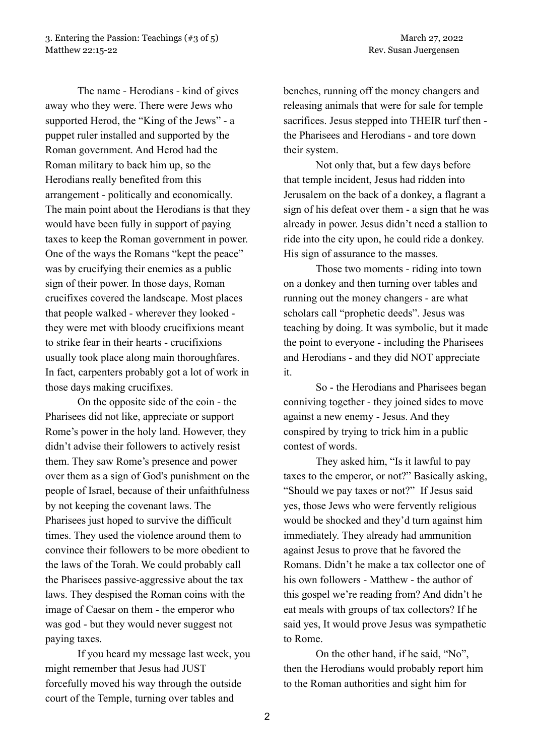The name - Herodians - kind of gives away who they were. There were Jews who supported Herod, the "King of the Jews" - a puppet ruler installed and supported by the Roman government. And Herod had the Roman military to back him up, so the Herodians really benefited from this arrangement - politically and economically. The main point about the Herodians is that they would have been fully in support of paying taxes to keep the Roman government in power. One of the ways the Romans "kept the peace" was by crucifying their enemies as a public sign of their power. In those days, Roman crucifixes covered the landscape. Most places that people walked - wherever they looked - they were met with bloody crucifixions meant to strike fear in their hearts - crucifixions usually took place along main thoroughfares. In fact, carpenters probably got a lot of work in those days making crucifixes.

On the opposite side of the coin - the Pharisees did not like, appreciate or support Rome's power in the holy land. However, they didn't advise their followers to actively resist them. They saw Rome's presence and power over them as a sign of God's punishment on the people of Israel, because of their unfaithfulness by not keeping the covenant laws. The Pharisees just hoped to survive the difficult times. They used the violence around them to convince their followers to be more obedient to the laws of the Torah. We could probably call the Pharisees passive-aggressive about the tax laws. They despised the Roman coins with the image of Caesar on them - the emperor who was god - but they would never suggest not paying taxes.

If you heard my message last week, you might remember that Jesus had JUST forcefully moved his way through the outside court of the Temple, turning over tables and benches, running off the money changers and releasing animals that were for sale for temple sacrifices. Jesus stepped into THEIR turf then - the Pharisees and Herodians - and tore down their system.

Not only that, but a few days before that temple incident, Jesus had ridden into Jerusalem on the back of a donkey, a flagrant a sign of his defeat over them - a sign that he was already in power. Jesus didn't need a stallion to ride into the city upon, he could ride a donkey. His sign of assurance to the masses.

Those two moments - riding into town on a donkey and then turning over tables and running out the money changers - are what scholars call "prophetic deeds". Jesus was teaching by doing. It was symbolic, but it made the point to everyone - including the Pharisees and Herodians - and they did NOT appreciate it.

So - the Herodians and Pharisees began conniving together - they joined sides to move against a new enemy - Jesus. And they conspired by trying to trick him in a public contest of words.

They asked him, "Is it lawful to pay taxes to the emperor, or not?" Basically asking, "Should we pay taxes or not?" If Jesus said yes, those Jews who were fervently religious would be shocked and they'd turn against him immediately. They already had ammunition against Jesus to prove that he favored the Romans. Didn't he make a tax collector one of his own followers - Matthew - the author of this gospel we're reading from? And didn't he eat meals with groups of tax collectors? If he said yes, It would prove Jesus was sympathetic to Rome.

On the other hand, if he said, "No", then the Herodians would probably report him to the Roman authorities and sight him for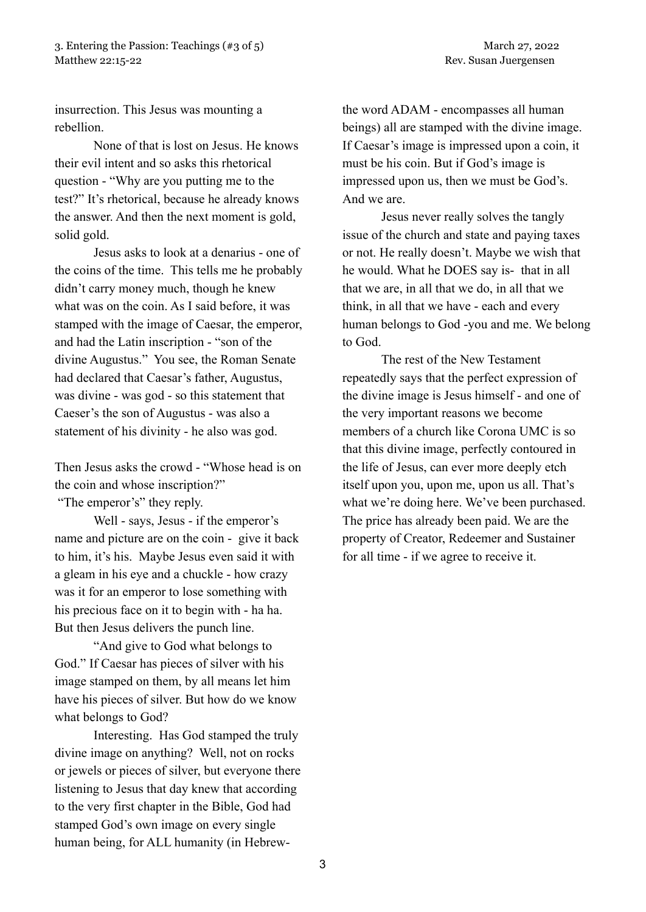insurrection. This Jesus was mounting a rebellion.

None of that is lost on Jesus. He knows their evil intent and so asks this rhetorical question - "Why are you putting me to the test?" It's rhetorical, because he already knows the answer. And then the next moment is gold, solid gold.

Jesus asks to look at a denarius - one of the coins of the time. This tells me he probably didn't carry money much, though he knew what was on the coin. As I said before, it was stamped with the image of Caesar, the emperor, and had the Latin inscription - "son of the divine Augustus." You see, the Roman Senate had declared that Caesar's father, Augustus, was divine - was god - so this statement that Caeser's the son of Augustus - was also a statement of his divinity - he also was god.

Then Jesus asks the crowd - "Whose head is on the coin and whose inscription?"
"The emperor's" they reply.

Well - says, Jesus - if the emperor's name and picture are on the coin - give it back to him, it's his. Maybe Jesus even said it with a gleam in his eye and a chuckle - how crazy was it for an emperor to lose something with his precious face on it to begin with - ha ha. But then Jesus delivers the punch line.

"And give to God what belongs to God." If Caesar has pieces of silver with his image stamped on them, by all means let him have his pieces of silver. But how do we know what belongs to God?

Interesting. Has God stamped the truly divine image on anything? Well, not on rocks or jewels or pieces of silver, but everyone there listening to Jesus that day knew that according to the very first chapter in the Bible, God had stamped God's own image on every single human being, for ALL humanity (in Hebrew- the word ADAM - encompasses all human beings) all are stamped with the divine image. If Caesar's image is impressed upon a coin, it must be his coin. But if God's image is impressed upon us, then we must be God's. And we are.

Jesus never really solves the tangly issue of the church and state and paying taxes or not. He really doesn't. Maybe we wish that he would. What he DOES say is- that in all that we are, in all that we do, in all that we think, in all that we have - each and every human belongs to God -you and me. We belong to God.

The rest of the New Testament repeatedly says that the perfect expression of the divine image is Jesus himself - and one of the very important reasons we become members of a church like Corona UMC is so that this divine image, perfectly contoured in the life of Jesus, can ever more deeply etch itself upon you, upon me, upon us all. That's what we're doing here. We've been purchased. The price has already been paid. We are the property of Creator, Redeemer and Sustainer for all time - if we agree to receive it.